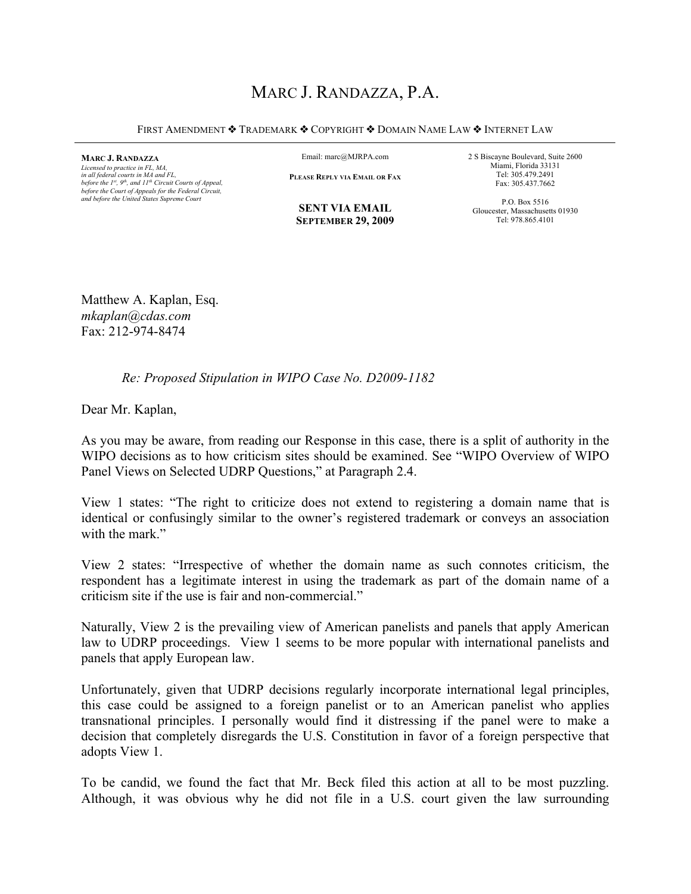# MARC J. RANDAZZA, P.A.

FIRST AMENDMENT ❖ TRADEMARK ❖ COPYRIGHT ❖ DOMAIN NAME LAW ❖ INTERNET LAW

---

**MARC J. RANDAZZA**
*Licensed to practice in FL, MA, in all federal courts in MA and FL, before the 1st, 9th, and 11th Circuit Courts of Appeal, before the Court of Appeals for the Federal Circuit, and before the United States Supreme Court*

Email: marc@MJRPA.com

**PLEASE REPLY VIA EMAIL OR FAX**

**SENT VIA EMAIL**
**SEPTEMBER 29, 2009**

2 S Biscayne Boulevard, Suite 2600
Miami, Florida 33131
Tel: 305.479.2491
Fax: 305.437.7662

P.O. Box 5516
Gloucester, Massachusetts 01930
Tel: 978.865.4101

Matthew A. Kaplan, Esq.
*mkaplan@cdas.com*
Fax: 212-974-8474

*Re: Proposed Stipulation in WIPO Case No. D2009-1182*

Dear Mr. Kaplan,

As you may be aware, from reading our Response in this case, there is a split of authority in the WIPO decisions as to how criticism sites should be examined. See "WIPO Overview of WIPO Panel Views on Selected UDRP Questions," at Paragraph 2.4.

View 1 states: "The right to criticize does not extend to registering a domain name that is identical or confusingly similar to the owner's registered trademark or conveys an association with the mark."

View 2 states: "Irrespective of whether the domain name as such connotes criticism, the respondent has a legitimate interest in using the trademark as part of the domain name of a criticism site if the use is fair and non-commercial."

Naturally, View 2 is the prevailing view of American panelists and panels that apply American law to UDRP proceedings. View 1 seems to be more popular with international panelists and panels that apply European law.

Unfortunately, given that UDRP decisions regularly incorporate international legal principles, this case could be assigned to a foreign panelist or to an American panelist who applies transnational principles. I personally would find it distressing if the panel were to make a decision that completely disregards the U.S. Constitution in favor of a foreign perspective that adopts View 1.

To be candid, we found the fact that Mr. Beck filed this action at all to be most puzzling. Although, it was obvious why he did not file in a U.S. court given the law surrounding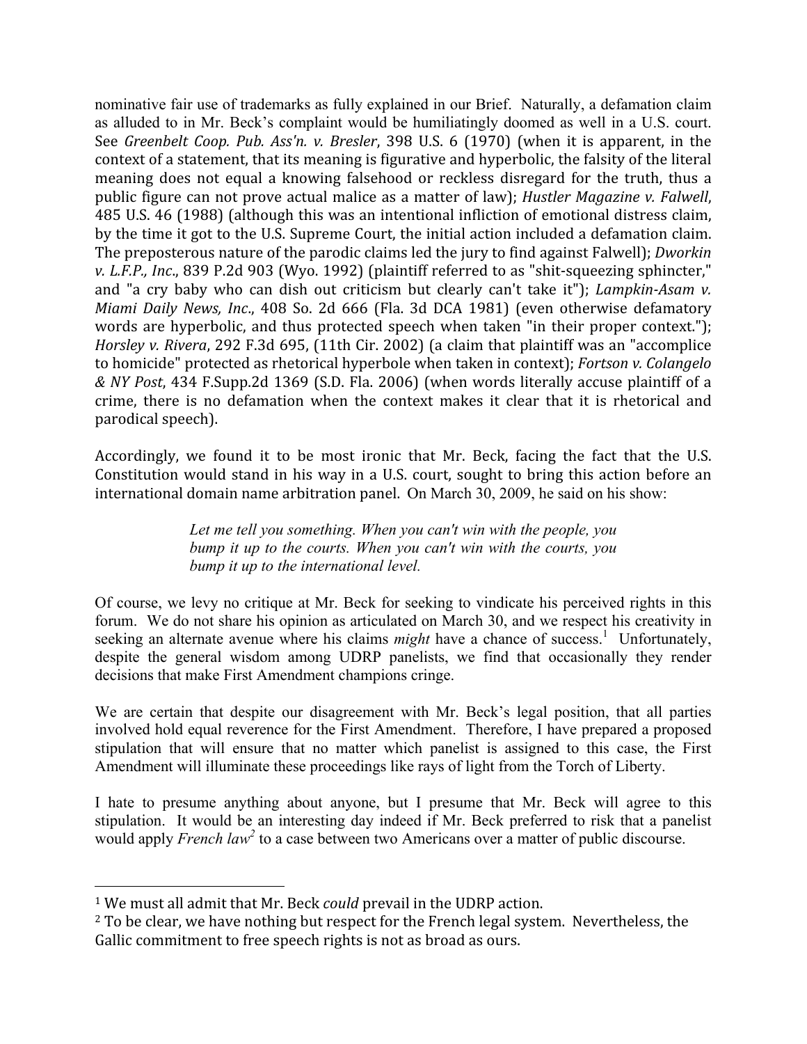nominative fair use of trademarks as fully explained in our Brief. Naturally, a defamation claim as alluded to in Mr. Beck's complaint would be humiliatingly doomed as well in a U.S. court. See *Greenbelt Coop. Pub. Ass'n. v. Bresler*, 398 U.S. 6 (1970) (when it is apparent, in the context of a statement, that its meaning is figurative and hyperbolic, the falsity of the literal meaning does not equal a knowing falsehood or reckless disregard for the truth, thus a public figure can not prove actual malice as a matter of law); *Hustler Magazine v. Falwell*, 485 U.S. 46 (1988) (although this was an intentional infliction of emotional distress claim, by the time it got to the U.S. Supreme Court, the initial action included a defamation claim. The preposterous nature of the parodic claims led the jury to find against Falwell); *Dworkin v. L.F.P., Inc*., 839 P.2d 903 (Wyo. 1992) (plaintiff referred to as "shit-squeezing sphincter," and "a cry baby who can dish out criticism but clearly can't take it"); *Lampkin-Asam v. Miami Daily News, Inc*., 408 So. 2d 666 (Fla. 3d DCA 1981) (even otherwise defamatory words are hyperbolic, and thus protected speech when taken "in their proper context."); *Horsley v. Rivera*, 292 F.3d 695, (11th Cir. 2002) (a claim that plaintiff was an "accomplice to homicide" protected as rhetorical hyperbole when taken in context); *Fortson v. Colangelo & NY Post*, 434 F.Supp.2d 1369 (S.D. Fla. 2006) (when words literally accuse plaintiff of a crime, there is no defamation when the context makes it clear that it is rhetorical and parodical speech).

Accordingly, we found it to be most ironic that Mr. Beck, facing the fact that the U.S. Constitution would stand in his way in a U.S. court, sought to bring this action before an international domain name arbitration panel. On March 30, 2009, he said on his show:

> *Let me tell you something. When you can't win with the people, you bump it up to the courts. When you can't win with the courts, you bump it up to the international level.*

Of course, we levy no critique at Mr. Beck for seeking to vindicate his perceived rights in this forum. We do not share his opinion as articulated on March 30, and we respect his creativity in seeking an alternate avenue where his claims *might* have a chance of success.[1] Unfortunately, despite the general wisdom among UDRP panelists, we find that occasionally they render decisions that make First Amendment champions cringe.

We are certain that despite our disagreement with Mr. Beck's legal position, that all parties involved hold equal reverence for the First Amendment. Therefore, I have prepared a proposed stipulation that will ensure that no matter which panelist is assigned to this case, the First Amendment will illuminate these proceedings like rays of light from the Torch of Liberty.

I hate to presume anything about anyone, but I presume that Mr. Beck will agree to this stipulation. It would be an interesting day indeed if Mr. Beck preferred to risk that a panelist would apply *French law*[2] to a case between two Americans over a matter of public discourse.

---

[1] We must all admit that Mr. Beck *could* prevail in the UDRP action.

[2] To be clear, we have nothing but respect for the French legal system. Nevertheless, the Gallic commitment to free speech rights is not as broad as ours.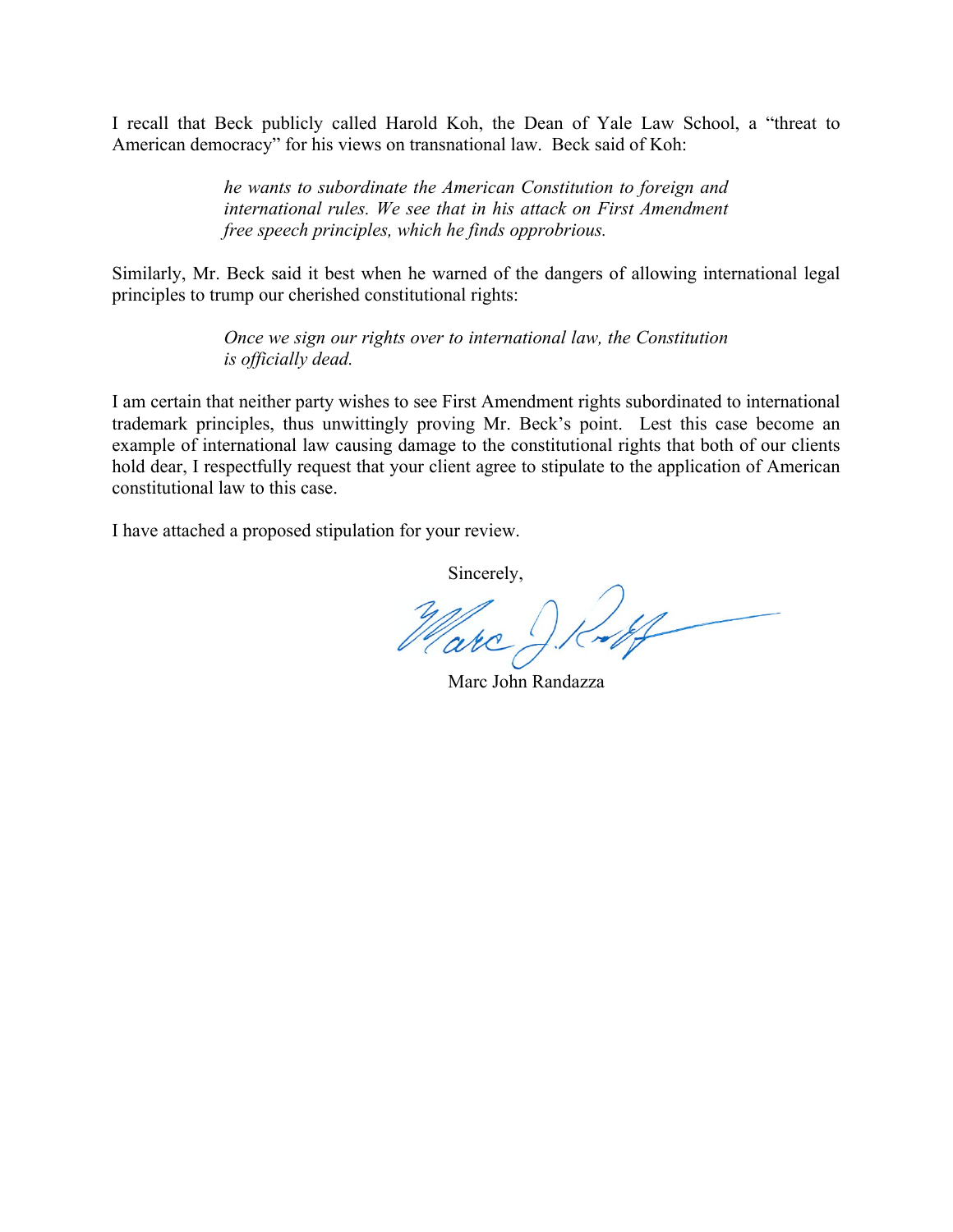I recall that Beck publicly called Harold Koh, the Dean of Yale Law School, a "threat to American democracy" for his views on transnational law. Beck said of Koh:

> *he wants to subordinate the American Constitution to foreign and international rules. We see that in his attack on First Amendment free speech principles, which he finds opprobrious.*

Similarly, Mr. Beck said it best when he warned of the dangers of allowing international legal principles to trump our cherished constitutional rights:

> *Once we sign our rights over to international law, the Constitution is officially dead.*

I am certain that neither party wishes to see First Amendment rights subordinated to international trademark principles, thus unwittingly proving Mr. Beck's point. Lest this case become an example of international law causing damage to the constitutional rights that both of our clients hold dear, I respectfully request that your client agree to stipulate to the application of American constitutional law to this case.

I have attached a proposed stipulation for your review.

Sincerely,

Marc John Randazza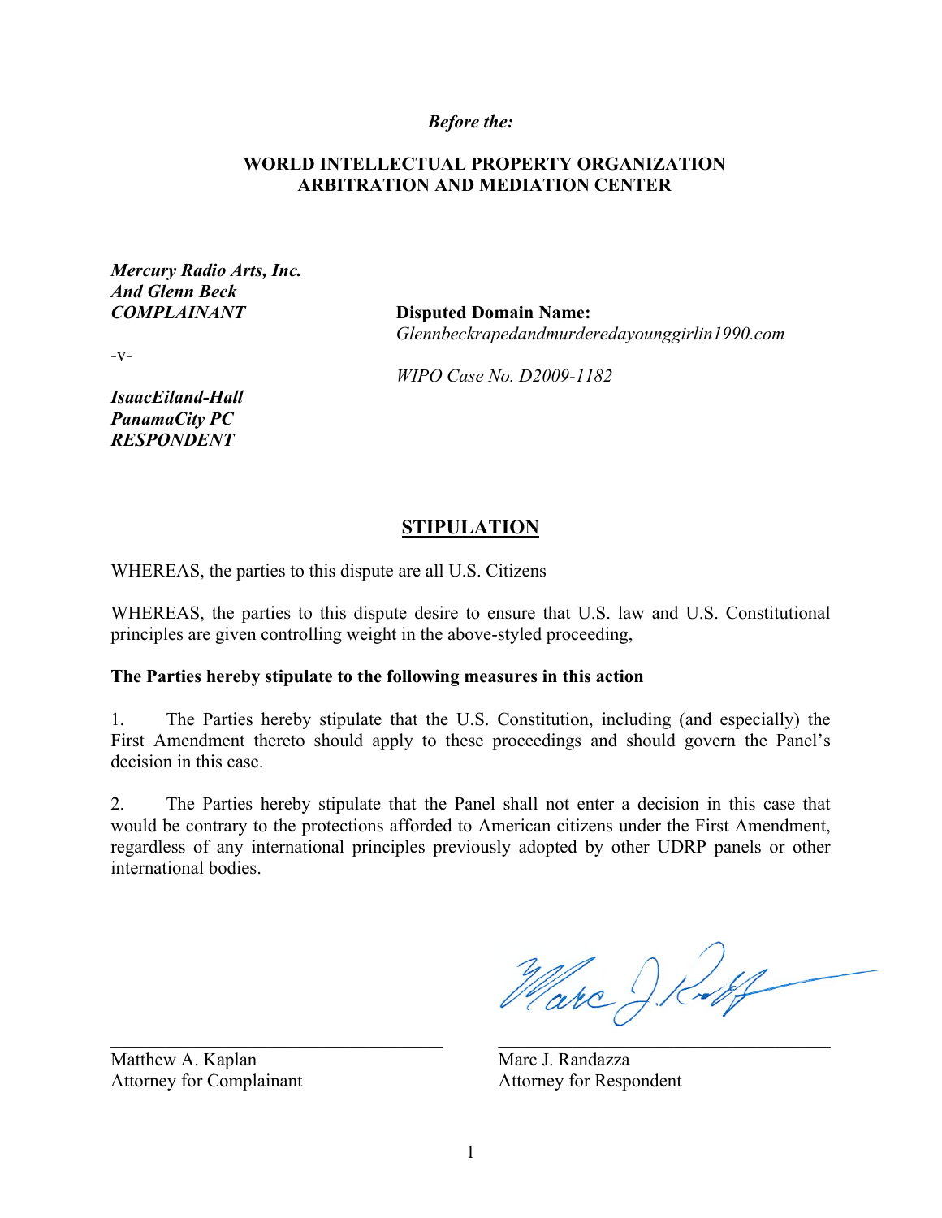*Before the:*

**WORLD INTELLECTUAL PROPERTY ORGANIZATION**
**ARBITRATION AND MEDIATION CENTER**

***Mercury Radio Arts, Inc.***
***And Glenn Beck***
***COMPLAINANT***

-v-

***IsaacEiland-Hall***
***PanamaCity PC***
***RESPONDENT***

**Disputed Domain Name:**
*Glennbeckrapedandmurderedayounggirlin1990.com*

*WIPO Case No. D2009-1182*

## STIPULATION

WHEREAS, the parties to this dispute are all U.S. Citizens

WHEREAS, the parties to this dispute desire to ensure that U.S. law and U.S. Constitutional principles are given controlling weight in the above-styled proceeding,

**The Parties hereby stipulate to the following measures in this action**

1. The Parties hereby stipulate that the U.S. Constitution, including (and especially) the First Amendment thereto should apply to these proceedings and should govern the Panel's decision in this case.

2. The Parties hereby stipulate that the Panel shall not enter a decision in this case that would be contrary to the protections afforded to American citizens under the First Amendment, regardless of any international principles previously adopted by other UDRP panels or other international bodies.

______________________________
Matthew A. Kaplan
Attorney for Complainant

______________________________
Marc J. Randazza
Attorney for Respondent